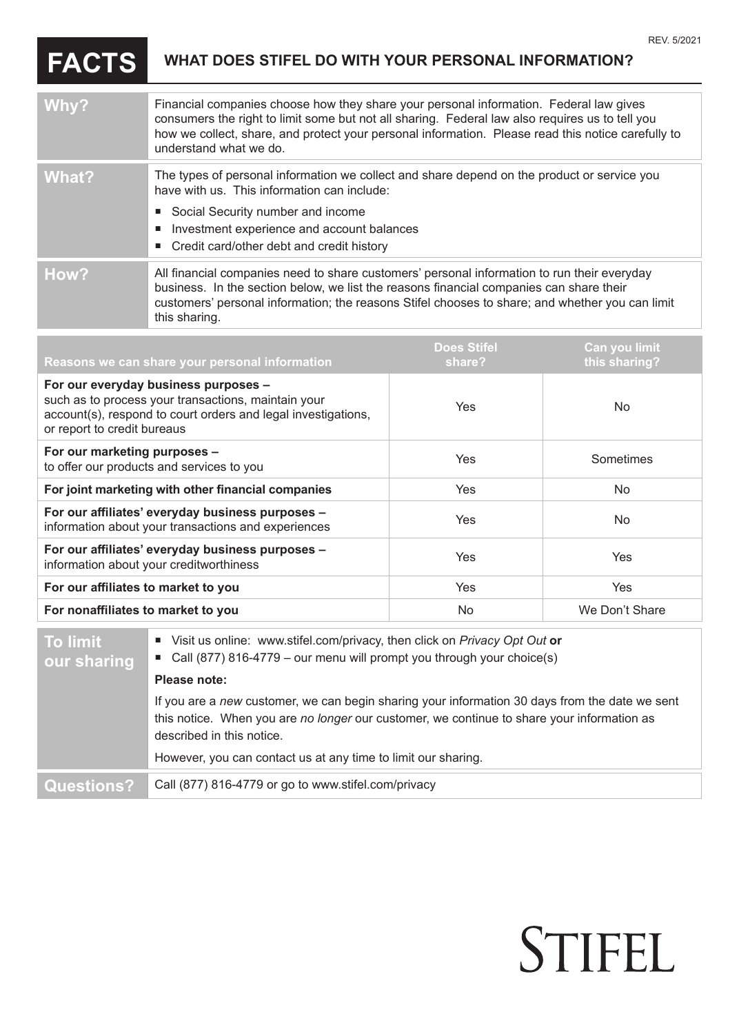REV. 5/2021

# FACTS — WHAT DOES STIFEL DO WITH YOUR PERSONAL INFORMATION?

| | |
|---|---|
| **Why?** | Financial companies choose how they share your personal information. Federal law gives consumers the right to limit some but not all sharing. Federal law also requires us to tell you how we collect, share, and protect your personal information. Please read this notice carefully to understand what we do. |
| **What?** | The types of personal information we collect and share depend on the product or service you have with us. This information can include:<br>■ Social Security number and income<br>■ Investment experience and account balances<br>■ Credit card/other debt and credit history |
| **How?** | All financial companies need to share customers' personal information to run their everyday business. In the section below, we list the reasons financial companies can share their customers' personal information; the reasons Stifel chooses to share; and whether you can limit this sharing. |

| Reasons we can share your personal information | Does Stifel share? | Can you limit this sharing? |
|---|---|---|
| **For our everyday business purposes –** such as to process your transactions, maintain your account(s), respond to court orders and legal investigations, or report to credit bureaus | Yes | No |
| **For our marketing purposes –** to offer our products and services to you | Yes | Sometimes |
| **For joint marketing with other financial companies** | Yes | No |
| **For our affiliates' everyday business purposes –** information about your transactions and experiences | Yes | No |
| **For our affiliates' everyday business purposes –** information about your creditworthiness | Yes | Yes |
| **For our affiliates to market to you** | Yes | Yes |
| **For nonaffiliates to market to you** | No | We Don't Share |

| | |
|---|---|
| **To limit our sharing** | ■ Visit us online: www.stifel.com/privacy, then click on *Privacy Opt Out* **or**<br>■ Call (877) 816-4779 – our menu will prompt you through your choice(s)<br>**Please note:**<br>If you are a *new* customer, we can begin sharing your information 30 days from the date we sent this notice. When you are *no longer* our customer, we continue to share your information as described in this notice.<br>However, you can contact us at any time to limit our sharing. |
| **Questions?** | Call (877) 816-4779 or go to www.stifel.com/privacy |

STIFEL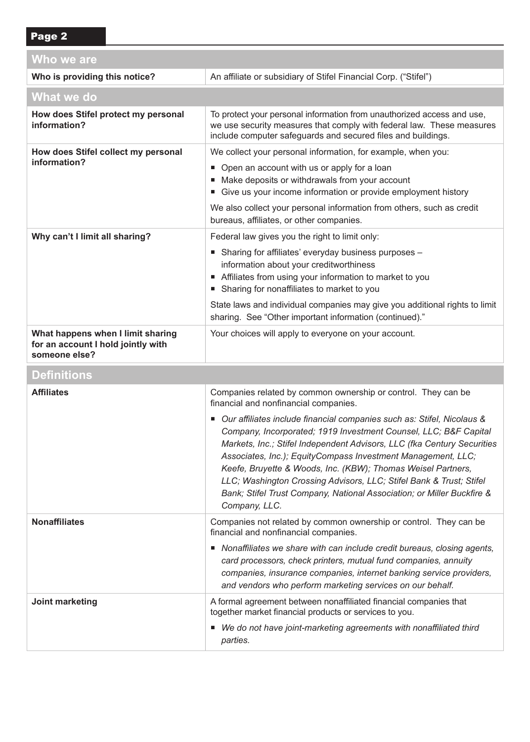## Who we are

| | |
|---|---|
| **Who is providing this notice?** | An affiliate or subsidiary of Stifel Financial Corp. ("Stifel") |

## What we do

| | |
|---|---|
| **How does Stifel protect my personal information?** | To protect your personal information from unauthorized access and use, we use security measures that comply with federal law. These measures include computer safeguards and secured files and buildings. |
| **How does Stifel collect my personal information?** | We collect your personal information, for example, when you:<br>▪ Open an account with us or apply for a loan<br>▪ Make deposits or withdrawals from your account<br>▪ Give us your income information or provide employment history<br>We also collect your personal information from others, such as credit bureaus, affiliates, or other companies. |
| **Why can't I limit all sharing?** | Federal law gives you the right to limit only:<br>▪ Sharing for affiliates' everyday business purposes – information about your creditworthiness<br>▪ Affiliates from using your information to market to you<br>▪ Sharing for nonaffiliates to market to you<br>State laws and individual companies may give you additional rights to limit sharing. See "Other important information (continued)." |
| **What happens when I limit sharing for an account I hold jointly with someone else?** | Your choices will apply to everyone on your account. |

## Definitions

| | |
|---|---|
| **Affiliates** | Companies related by common ownership or control. They can be financial and nonfinancial companies.<br>▪ *Our affiliates include financial companies such as: Stifel, Nicolaus & Company, Incorporated; 1919 Investment Counsel, LLC; B&F Capital Markets, Inc.; Stifel Independent Advisors, LLC (fka Century Securities Associates, Inc.); EquityCompass Investment Management, LLC; Keefe, Bruyette & Woods, Inc. (KBW); Thomas Weisel Partners, LLC; Washington Crossing Advisors, LLC; Stifel Bank & Trust; Stifel Bank; Stifel Trust Company, National Association; or Miller Buckfire & Company, LLC.* |
| **Nonaffiliates** | Companies not related by common ownership or control. They can be financial and nonfinancial companies.<br>▪ *Nonaffiliates we share with can include credit bureaus, closing agents, card processors, check printers, mutual fund companies, annuity companies, insurance companies, internet banking service providers, and vendors who perform marketing services on our behalf.* |
| **Joint marketing** | A formal agreement between nonaffiliated financial companies that together market financial products or services to you.<br>▪ *We do not have joint-marketing agreements with nonaffiliated third parties.* |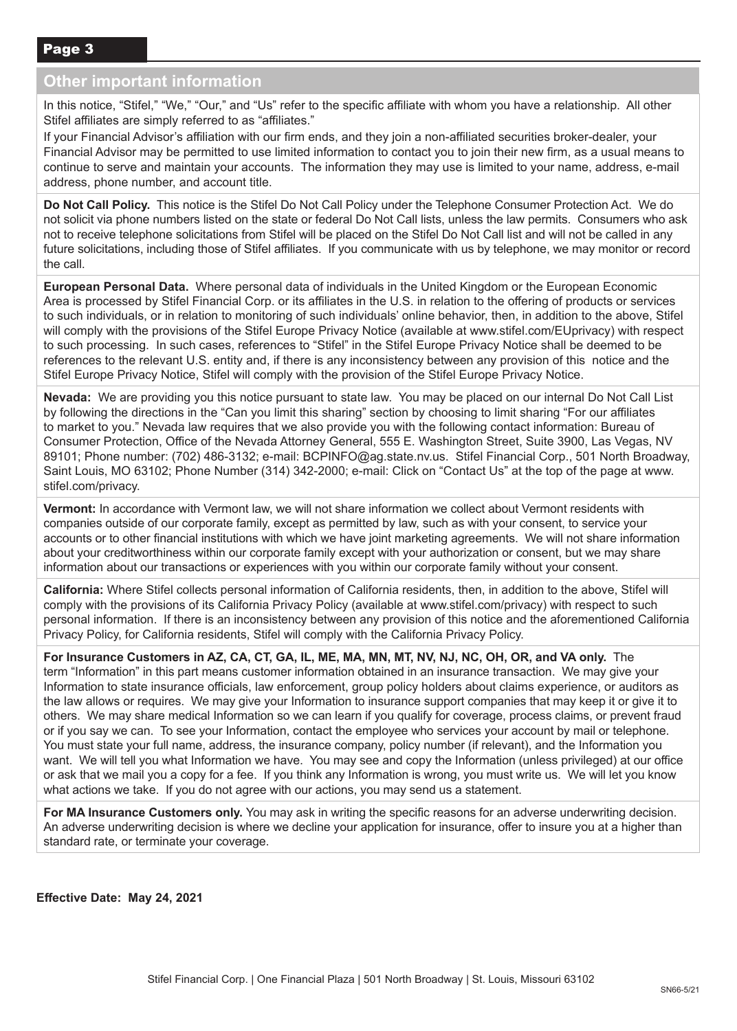## Other important information

In this notice, "Stifel," "We," "Our," and "Us" refer to the specific affiliate with whom you have a relationship. All other Stifel affiliates are simply referred to as "affiliates."

If your Financial Advisor's affiliation with our firm ends, and they join a non-affiliated securities broker-dealer, your Financial Advisor may be permitted to use limited information to contact you to join their new firm, as a usual means to continue to serve and maintain your accounts. The information they may use is limited to your name, address, e-mail address, phone number, and account title.

**Do Not Call Policy.** This notice is the Stifel Do Not Call Policy under the Telephone Consumer Protection Act. We do not solicit via phone numbers listed on the state or federal Do Not Call lists, unless the law permits. Consumers who ask not to receive telephone solicitations from Stifel will be placed on the Stifel Do Not Call list and will not be called in any future solicitations, including those of Stifel affiliates. If you communicate with us by telephone, we may monitor or record the call.

**European Personal Data.** Where personal data of individuals in the United Kingdom or the European Economic Area is processed by Stifel Financial Corp. or its affiliates in the U.S. in relation to the offering of products or services to such individuals, or in relation to monitoring of such individuals' online behavior, then, in addition to the above, Stifel will comply with the provisions of the Stifel Europe Privacy Notice (available at www.stifel.com/EUprivacy) with respect to such processing. In such cases, references to "Stifel" in the Stifel Europe Privacy Notice shall be deemed to be references to the relevant U.S. entity and, if there is any inconsistency between any provision of this notice and the Stifel Europe Privacy Notice, Stifel will comply with the provision of the Stifel Europe Privacy Notice.

**Nevada:** We are providing you this notice pursuant to state law. You may be placed on our internal Do Not Call List by following the directions in the "Can you limit this sharing" section by choosing to limit sharing "For our affiliates to market to you." Nevada law requires that we also provide you with the following contact information: Bureau of Consumer Protection, Office of the Nevada Attorney General, 555 E. Washington Street, Suite 3900, Las Vegas, NV 89101; Phone number: (702) 486-3132; e-mail: BCPINFO@ag.state.nv.us. Stifel Financial Corp., 501 North Broadway, Saint Louis, MO 63102; Phone Number (314) 342-2000; e-mail: Click on "Contact Us" at the top of the page at www.stifel.com/privacy.

**Vermont:** In accordance with Vermont law, we will not share information we collect about Vermont residents with companies outside of our corporate family, except as permitted by law, such as with your consent, to service your accounts or to other financial institutions with which we have joint marketing agreements. We will not share information about your creditworthiness within our corporate family except with your authorization or consent, but we may share information about our transactions or experiences with you within our corporate family without your consent.

**California:** Where Stifel collects personal information of California residents, then, in addition to the above, Stifel will comply with the provisions of its California Privacy Policy (available at www.stifel.com/privacy) with respect to such personal information. If there is an inconsistency between any provision of this notice and the aforementioned California Privacy Policy, for California residents, Stifel will comply with the California Privacy Policy.

**For Insurance Customers in AZ, CA, CT, GA, IL, ME, MA, MN, MT, NV, NJ, NC, OH, OR, and VA only.** The term "Information" in this part means customer information obtained in an insurance transaction. We may give your Information to state insurance officials, law enforcement, group policy holders about claims experience, or auditors as the law allows or requires. We may give your Information to insurance support companies that may keep it or give it to others. We may share medical Information so we can learn if you qualify for coverage, process claims, or prevent fraud or if you say we can. To see your Information, contact the employee who services your account by mail or telephone. You must state your full name, address, the insurance company, policy number (if relevant), and the Information you want. We will tell you what Information we have. You may see and copy the Information (unless privileged) at our office or ask that we mail you a copy for a fee. If you think any Information is wrong, you must write us. We will let you know what actions we take. If you do not agree with our actions, you may send us a statement.

**For MA Insurance Customers only.** You may ask in writing the specific reasons for an adverse underwriting decision. An adverse underwriting decision is where we decline your application for insurance, offer to insure you at a higher than standard rate, or terminate your coverage.

**Effective Date: May 24, 2021**

Stifel Financial Corp. | One Financial Plaza | 501 North Broadway | St. Louis, Missouri 63102

SN66-5/21